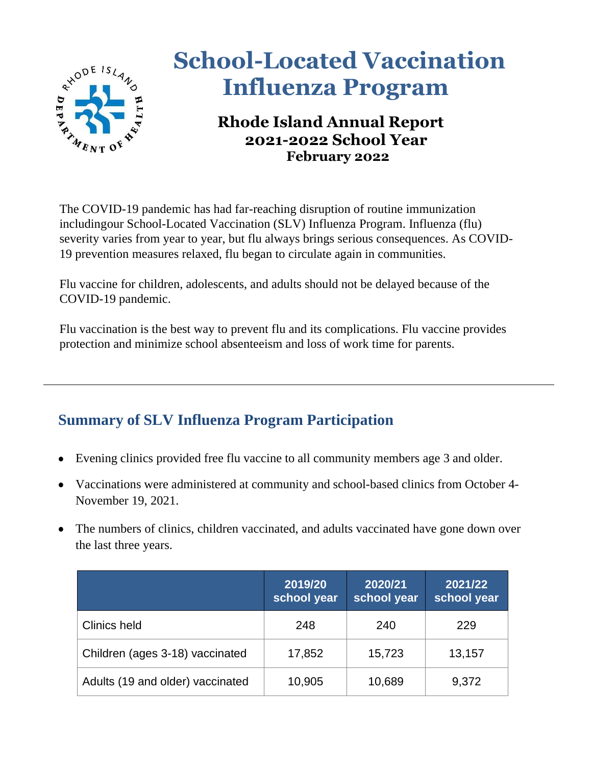# School-Located Vaccination Influenza Program

## Rhode Island Annual Report
## 2021-2022 School Year
### February 2022

The COVID-19 pandemic has had far-reaching disruption of routine immunization includingour School-Located Vaccination (SLV) Influenza Program. Influenza (flu) severity varies from year to year, but flu always brings serious consequences. As COVID-19 prevention measures relaxed, flu began to circulate again in communities.

Flu vaccine for children, adolescents, and adults should not be delayed because of the COVID-19 pandemic.

Flu vaccination is the best way to prevent flu and its complications. Flu vaccine provides protection and minimize school absenteeism and loss of work time for parents.

---

## Summary of SLV Influenza Program Participation

- Evening clinics provided free flu vaccine to all community members age 3 and older.
- Vaccinations were administered at community and school-based clinics from October 4-November 19, 2021.
- The numbers of clinics, children vaccinated, and adults vaccinated have gone down over the last three years.

| | 2019/20 school year | 2020/21 school year | 2021/22 school year |
|---|---|---|---|
| Clinics held | 248 | 240 | 229 |
| Children (ages 3-18) vaccinated | 17,852 | 15,723 | 13,157 |
| Adults (19 and older) vaccinated | 10,905 | 10,689 | 9,372 |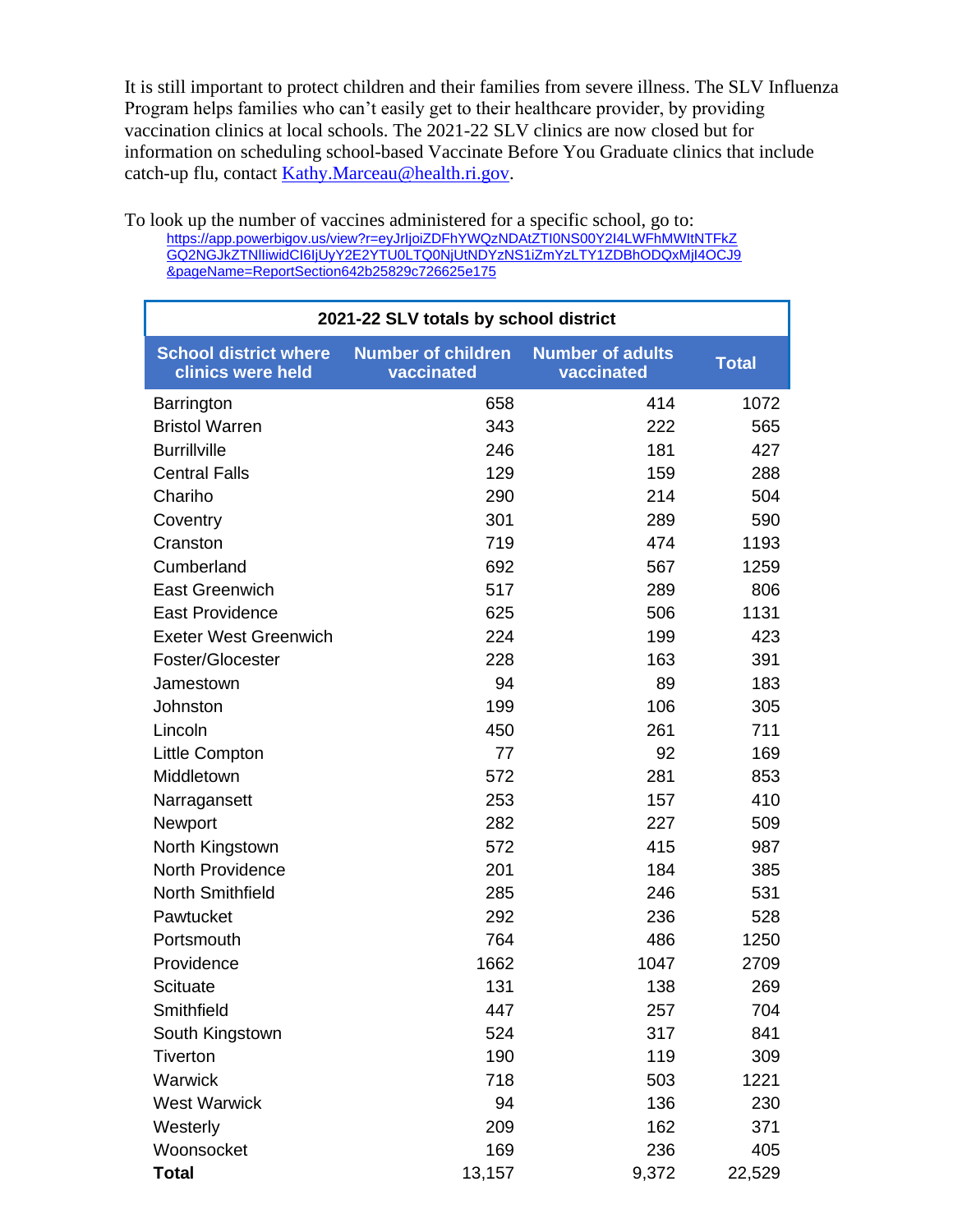It is still important to protect children and their families from severe illness. The SLV Influenza Program helps families who can't easily get to their healthcare provider, by providing vaccination clinics at local schools. The 2021-22 SLV clinics are now closed but for information on scheduling school-based Vaccinate Before You Graduate clinics that include catch-up flu, contact [Kathy.Marceau@health.ri.gov](mailto:Kathy.Marceau@health.ri.gov).

To look up the number of vaccines administered for a specific school, go to:
[https://app.powerbigov.us/view?r=eyJrIjoiZDFhYWQzNDAtZTI0NS00Y2I4LWFhMWItNTFkZGQ2NGJkZTNlIiwidCI6IjUyY2E2YTU0LTQ0NjUtNDYzNS1iZmYzLTY1ZDBhODQxMjI4OCJ9&pageName=ReportSection642b25829c726625e175](https://app.powerbigov.us/view?r=eyJrIjoiZDFhYWQzNDAtZTI0NS00Y2I4LWFhMWItNTFkZGQ2NGJkZTNlIiwidCI6IjUyY2E2YTU0LTQ0NjUtNDYzNS1iZmYzLTY1ZDBhODQxMjI4OCJ9&pageName=ReportSection642b25829c726625e175)

**2021-22 SLV totals by school district**

| School district where clinics were held | Number of children vaccinated | Number of adults vaccinated | Total |
|---|---|---|---|
| Barrington | 658 | 414 | 1072 |
| Bristol Warren | 343 | 222 | 565 |
| Burrillville | 246 | 181 | 427 |
| Central Falls | 129 | 159 | 288 |
| Chariho | 290 | 214 | 504 |
| Coventry | 301 | 289 | 590 |
| Cranston | 719 | 474 | 1193 |
| Cumberland | 692 | 567 | 1259 |
| East Greenwich | 517 | 289 | 806 |
| East Providence | 625 | 506 | 1131 |
| Exeter West Greenwich | 224 | 199 | 423 |
| Foster/Glocester | 228 | 163 | 391 |
| Jamestown | 94 | 89 | 183 |
| Johnston | 199 | 106 | 305 |
| Lincoln | 450 | 261 | 711 |
| Little Compton | 77 | 92 | 169 |
| Middletown | 572 | 281 | 853 |
| Narragansett | 253 | 157 | 410 |
| Newport | 282 | 227 | 509 |
| North Kingstown | 572 | 415 | 987 |
| North Providence | 201 | 184 | 385 |
| North Smithfield | 285 | 246 | 531 |
| Pawtucket | 292 | 236 | 528 |
| Portsmouth | 764 | 486 | 1250 |
| Providence | 1662 | 1047 | 2709 |
| Scituate | 131 | 138 | 269 |
| Smithfield | 447 | 257 | 704 |
| South Kingstown | 524 | 317 | 841 |
| Tiverton | 190 | 119 | 309 |
| Warwick | 718 | 503 | 1221 |
| West Warwick | 94 | 136 | 230 |
| Westerly | 209 | 162 | 371 |
| Woonsocket | 169 | 236 | 405 |
| **Total** | 13,157 | 9,372 | 22,529 |